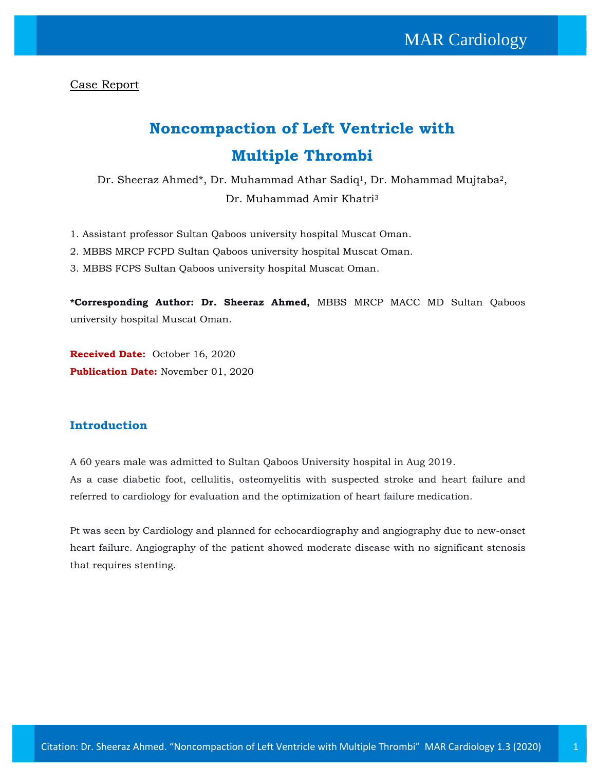Case Report

# Noncompaction of Left Ventricle with Multiple Thrombi

Dr. Sheeraz Ahmed*, Dr. Muhammad Athar Sadiq[1], Dr. Mohammad Mujtaba[2], Dr. Muhammad Amir Khatri[3]

1. Assistant professor Sultan Qaboos university hospital Muscat Oman.
2. MBBS MRCP FCPD Sultan Qaboos university hospital Muscat Oman.
3. MBBS FCPS Sultan Qaboos university hospital Muscat Oman.

**\*Corresponding Author: Dr. Sheeraz Ahmed,** MBBS MRCP MACC MD Sultan Qaboos university hospital Muscat Oman.

**Received Date:** October 16, 2020

**Publication Date:** November 01, 2020

## Introduction

A 60 years male was admitted to Sultan Qaboos University hospital in Aug 2019.
As a case diabetic foot, cellulitis, osteomyelitis with suspected stroke and heart failure and referred to cardiology for evaluation and the optimization of heart failure medication.

Pt was seen by Cardiology and planned for echocardiography and angiography due to new-onset heart failure. Angiography of the patient showed moderate disease with no significant stenosis that requires stenting.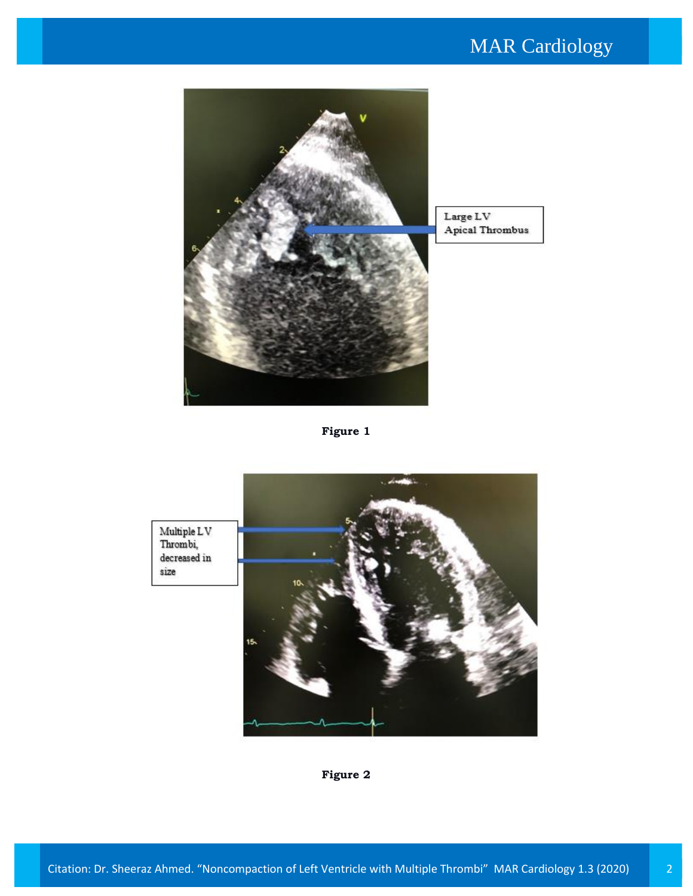Large LV Apical Thrombus

**Figure 1**

Multiple LV Thrombi, decreased in size

**Figure 2**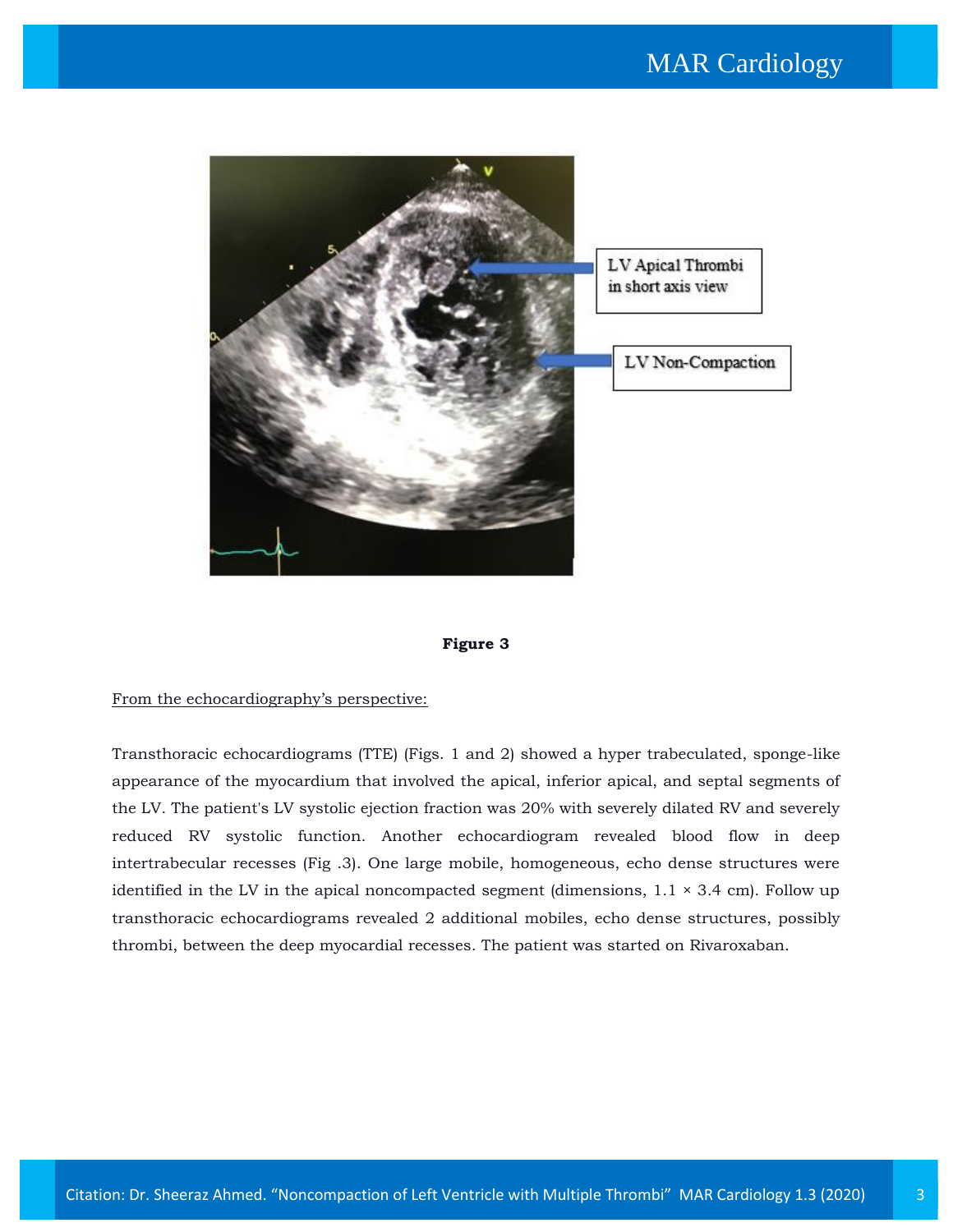**Figure 3**

From the echocardiography's perspective:

Transthoracic echocardiograms (TTE) (Figs. 1 and 2) showed a hyper trabeculated, sponge-like appearance of the myocardium that involved the apical, inferior apical, and septal segments of the LV. The patient's LV systolic ejection fraction was 20% with severely dilated RV and severely reduced RV systolic function. Another echocardiogram revealed blood flow in deep intertrabecular recesses (Fig .3). One large mobile, homogeneous, echo dense structures were identified in the LV in the apical noncompacted segment (dimensions, 1.1 × 3.4 cm). Follow up transthoracic echocardiograms revealed 2 additional mobiles, echo dense structures, possibly thrombi, between the deep myocardial recesses. The patient was started on Rivaroxaban.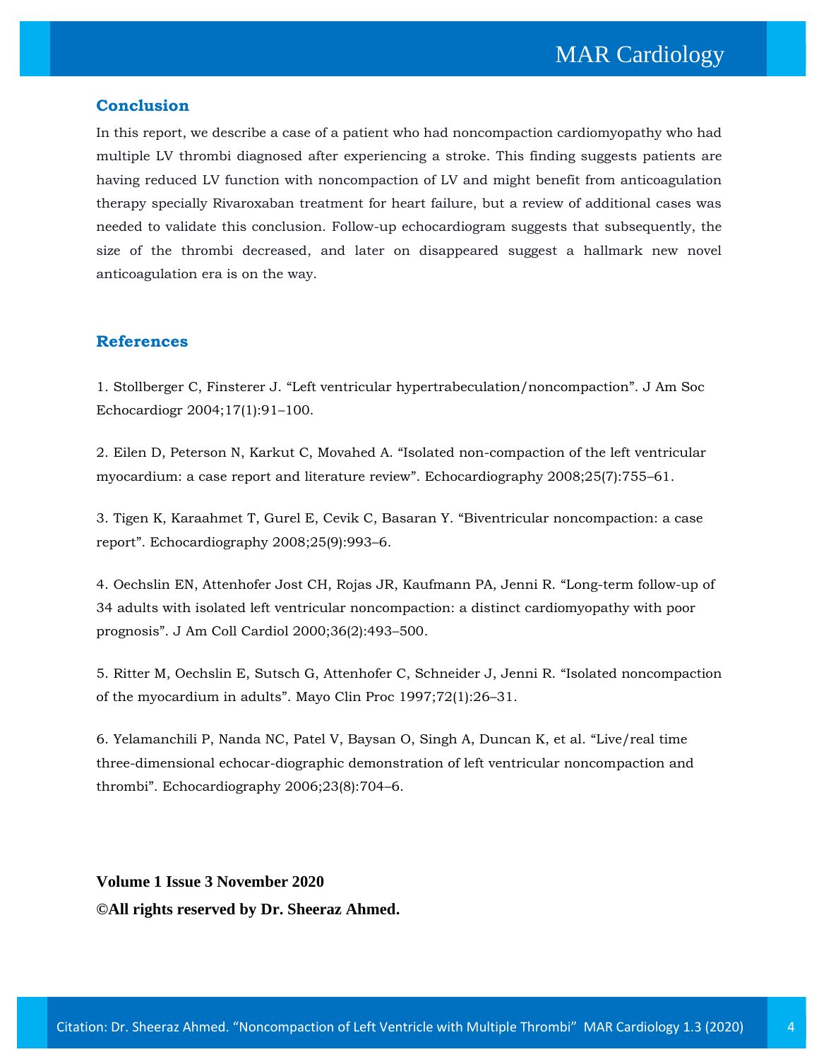## Conclusion

In this report, we describe a case of a patient who had noncompaction cardiomyopathy who had multiple LV thrombi diagnosed after experiencing a stroke. This finding suggests patients are having reduced LV function with noncompaction of LV and might benefit from anticoagulation therapy specially Rivaroxaban treatment for heart failure, but a review of additional cases was needed to validate this conclusion. Follow-up echocardiogram suggests that subsequently, the size of the thrombi decreased, and later on disappeared suggest a hallmark new novel anticoagulation era is on the way.

## References

1. Stollberger C, Finsterer J. "Left ventricular hypertrabeculation/noncompaction". J Am Soc Echocardiogr 2004;17(1):91–100.

2. Eilen D, Peterson N, Karkut C, Movahed A. "Isolated non-compaction of the left ventricular myocardium: a case report and literature review". Echocardiography 2008;25(7):755–61.

3. Tigen K, Karaahmet T, Gurel E, Cevik C, Basaran Y. "Biventricular noncompaction: a case report". Echocardiography 2008;25(9):993–6.

4. Oechslin EN, Attenhofer Jost CH, Rojas JR, Kaufmann PA, Jenni R. "Long-term follow-up of 34 adults with isolated left ventricular noncompaction: a distinct cardiomyopathy with poor prognosis". J Am Coll Cardiol 2000;36(2):493–500.

5. Ritter M, Oechslin E, Sutsch G, Attenhofer C, Schneider J, Jenni R. "Isolated noncompaction of the myocardium in adults". Mayo Clin Proc 1997;72(1):26–31.

6. Yelamanchili P, Nanda NC, Patel V, Baysan O, Singh A, Duncan K, et al. "Live/real time three-dimensional echocar-diographic demonstration of left ventricular noncompaction and thrombi". Echocardiography 2006;23(8):704–6.

**Volume 1 Issue 3 November 2020**

**©All rights reserved by Dr. Sheeraz Ahmed.**